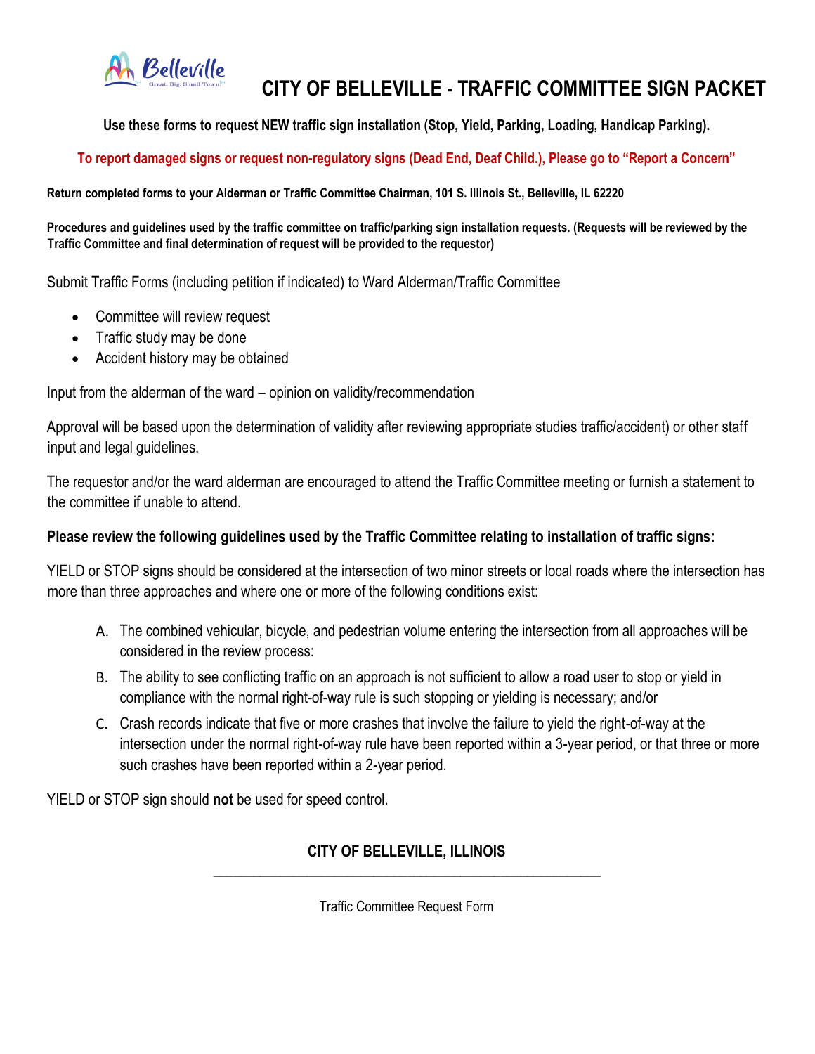# CITY OF BELLEVILLE - TRAFFIC COMMITTEE SIGN PACKET

**Use these forms to request NEW traffic sign installation (Stop, Yield, Parking, Loading, Handicap Parking).**

**To report damaged signs or request non-regulatory signs (Dead End, Deaf Child.), Please go to "Report a Concern"**

**Return completed forms to your Alderman or Traffic Committee Chairman, 101 S. Illinois St., Belleville, IL 62220**

**Procedures and guidelines used by the traffic committee on traffic/parking sign installation requests. (Requests will be reviewed by the Traffic Committee and final determination of request will be provided to the requestor)**

Submit Traffic Forms (including petition if indicated) to Ward Alderman/Traffic Committee

- Committee will review request
- Traffic study may be done
- Accident history may be obtained

Input from the alderman of the ward – opinion on validity/recommendation

Approval will be based upon the determination of validity after reviewing appropriate studies traffic/accident) or other staff input and legal guidelines.

The requestor and/or the ward alderman are encouraged to attend the Traffic Committee meeting or furnish a statement to the committee if unable to attend.

**Please review the following guidelines used by the Traffic Committee relating to installation of traffic signs:**

YIELD or STOP signs should be considered at the intersection of two minor streets or local roads where the intersection has more than three approaches and where one or more of the following conditions exist:

A. The combined vehicular, bicycle, and pedestrian volume entering the intersection from all approaches will be considered in the review process:
B. The ability to see conflicting traffic on an approach is not sufficient to allow a road user to stop or yield in compliance with the normal right-of-way rule is such stopping or yielding is necessary; and/or
C. Crash records indicate that five or more crashes that involve the failure to yield the right-of-way at the intersection under the normal right-of-way rule have been reported within a 3-year period, or that three or more such crashes have been reported within a 2-year period.

YIELD or STOP sign should **not** be used for speed control.

## CITY OF BELLEVILLE, ILLINOIS

Traffic Committee Request Form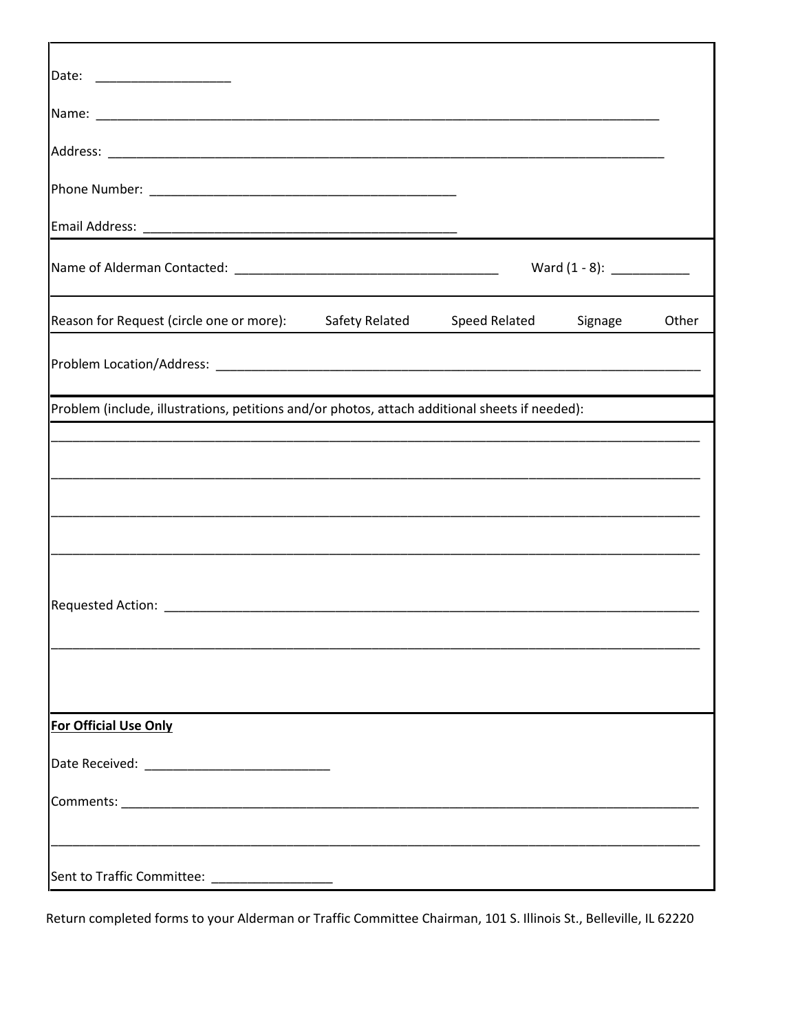Date: ___________________

Name: ________________________________________________________________________________

Address: ______________________________________________________________________________

Phone Number: ___________________________________________

Email Address: ____________________________________________

Name of Alderman Contacted: ____________________________________ Ward (1 - 8): ___________

Reason for Request (circle one or more): Safety Related Speed Related Signage Other

Problem Location/Address: ____________________________________________________________________

Problem (include, illustrations, petitions and/or photos, attach additional sheets if needed):

_____________________________________________________________________________________

_____________________________________________________________________________________

_____________________________________________________________________________________

_____________________________________________________________________________________

Requested Action: _____________________________________________________________________________

_____________________________________________________________________________________

**For Official Use Only**

Date Received: __________________________

Comments: _______________________________________________________________________________

_____________________________________________________________________________________

Sent to Traffic Committee: _________________

Return completed forms to your Alderman or Traffic Committee Chairman, 101 S. Illinois St., Belleville, IL 62220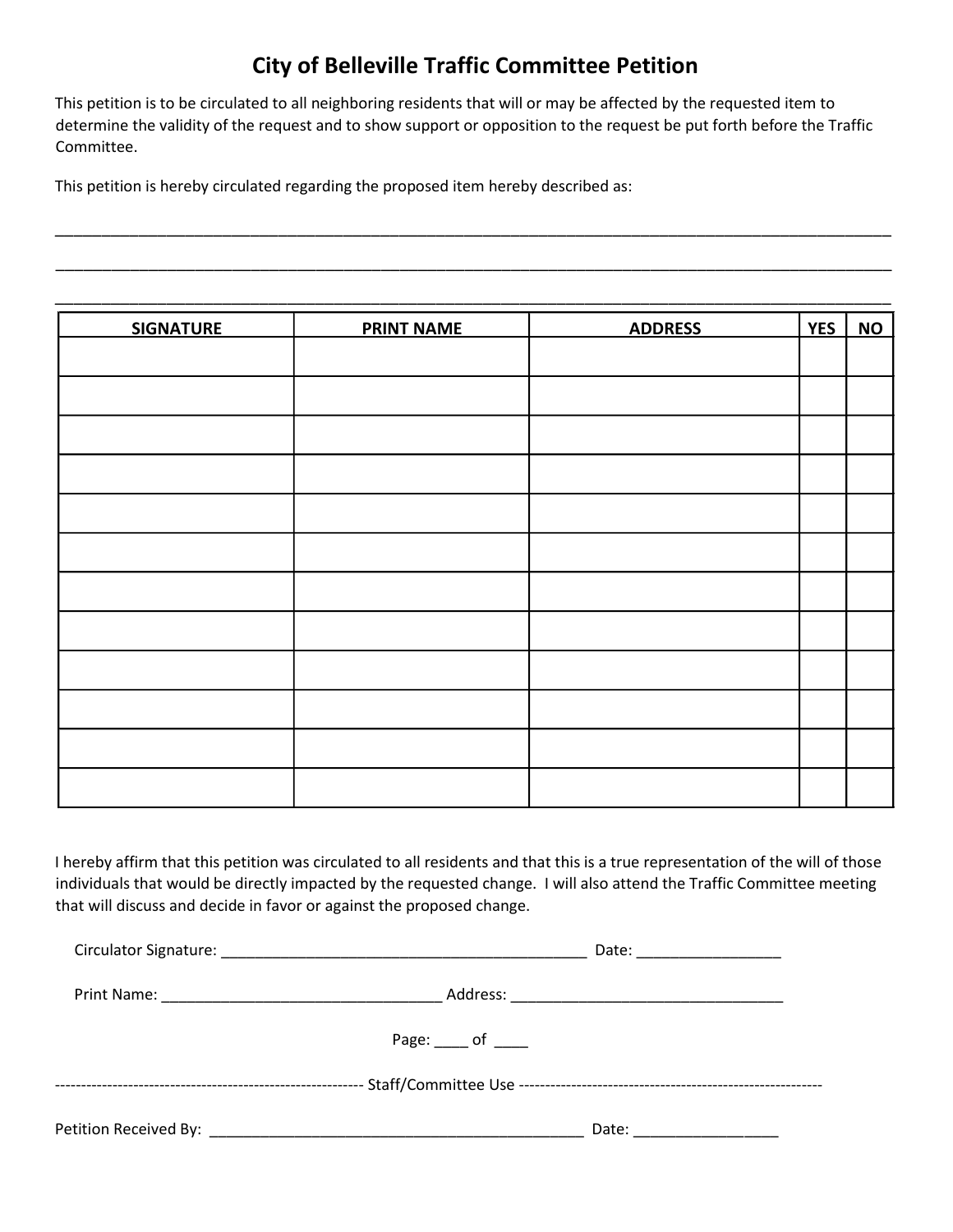# City of Belleville Traffic Committee Petition

This petition is to be circulated to all neighboring residents that will or may be affected by the requested item to determine the validity of the request and to show support or opposition to the request be put forth before the Traffic Committee.

This petition is hereby circulated regarding the proposed item hereby described as:

_____________________________________________________________________________________________

_____________________________________________________________________________________________

_____________________________________________________________________________________________

| SIGNATURE | PRINT NAME | ADDRESS | YES | NO |
|---|---|---|---|---|
| | | | | |
| | | | | |
| | | | | |
| | | | | |
| | | | | |
| | | | | |
| | | | | |
| | | | | |
| | | | | |
| | | | | |
| | | | | |
| | | | | |

I hereby affirm that this petition was circulated to all residents and that this is a true representation of the will of those individuals that would be directly impacted by the requested change. I will also attend the Traffic Committee meeting that will discuss and decide in favor or against the proposed change.

Circulator Signature: ____________________________________________ Date: _________________

Print Name: _________________________________ Address: _________________________________

Page: ____ of ____

------------------------------------------------------------ Staff/Committee Use ---------------------------------------------------------

Petition Received By: ______________________________________________ Date: _________________